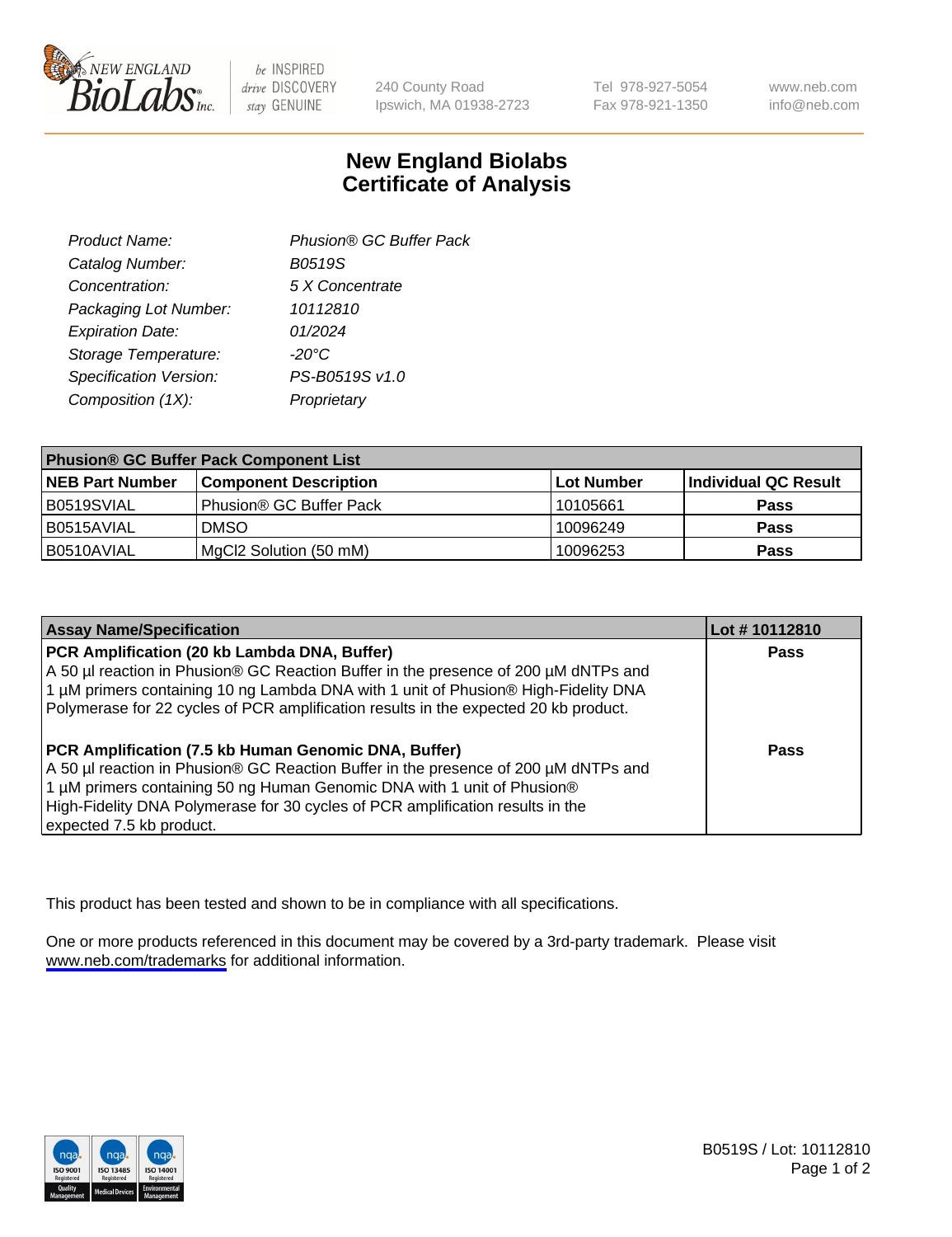# New England Biolabs Certificate of Analysis

| | |
|---|---|
| *Product Name:* | *Phusion® GC Buffer Pack* |
| *Catalog Number:* | *B0519S* |
| *Concentration:* | *5 X Concentrate* |
| *Packaging Lot Number:* | *10112810* |
| *Expiration Date:* | *01/2024* |
| *Storage Temperature:* | *-20°C* |
| *Specification Version:* | *PS-B0519S v1.0* |
| *Composition (1X):* | *Proprietary* |

| Phusion® GC Buffer Pack Component List | | | |
|---|---|---|---|
| **NEB Part Number** | **Component Description** | **Lot Number** | **Individual QC Result** |
| B0519SVIAL | Phusion® GC Buffer Pack | 10105661 | **Pass** |
| B0515AVIAL | DMSO | 10096249 | **Pass** |
| B0510AVIAL | MgCl2 Solution (50 mM) | 10096253 | **Pass** |

| Assay Name/Specification | Lot # 10112810 |
|---|---|
| **PCR Amplification (20 kb Lambda DNA, Buffer)** A 50 µl reaction in Phusion® GC Reaction Buffer in the presence of 200 µM dNTPs and 1 µM primers containing 10 ng Lambda DNA with 1 unit of Phusion® High-Fidelity DNA Polymerase for 22 cycles of PCR amplification results in the expected 20 kb product. | **Pass** |
| **PCR Amplification (7.5 kb Human Genomic DNA, Buffer)** A 50 µl reaction in Phusion® GC Reaction Buffer in the presence of 200 µM dNTPs and 1 µM primers containing 50 ng Human Genomic DNA with 1 unit of Phusion® High-Fidelity DNA Polymerase for 30 cycles of PCR amplification results in the expected 7.5 kb product. | **Pass** |

This product has been tested and shown to be in compliance with all specifications.

One or more products referenced in this document may be covered by a 3rd-party trademark. Please visit www.neb.com/trademarks for additional information.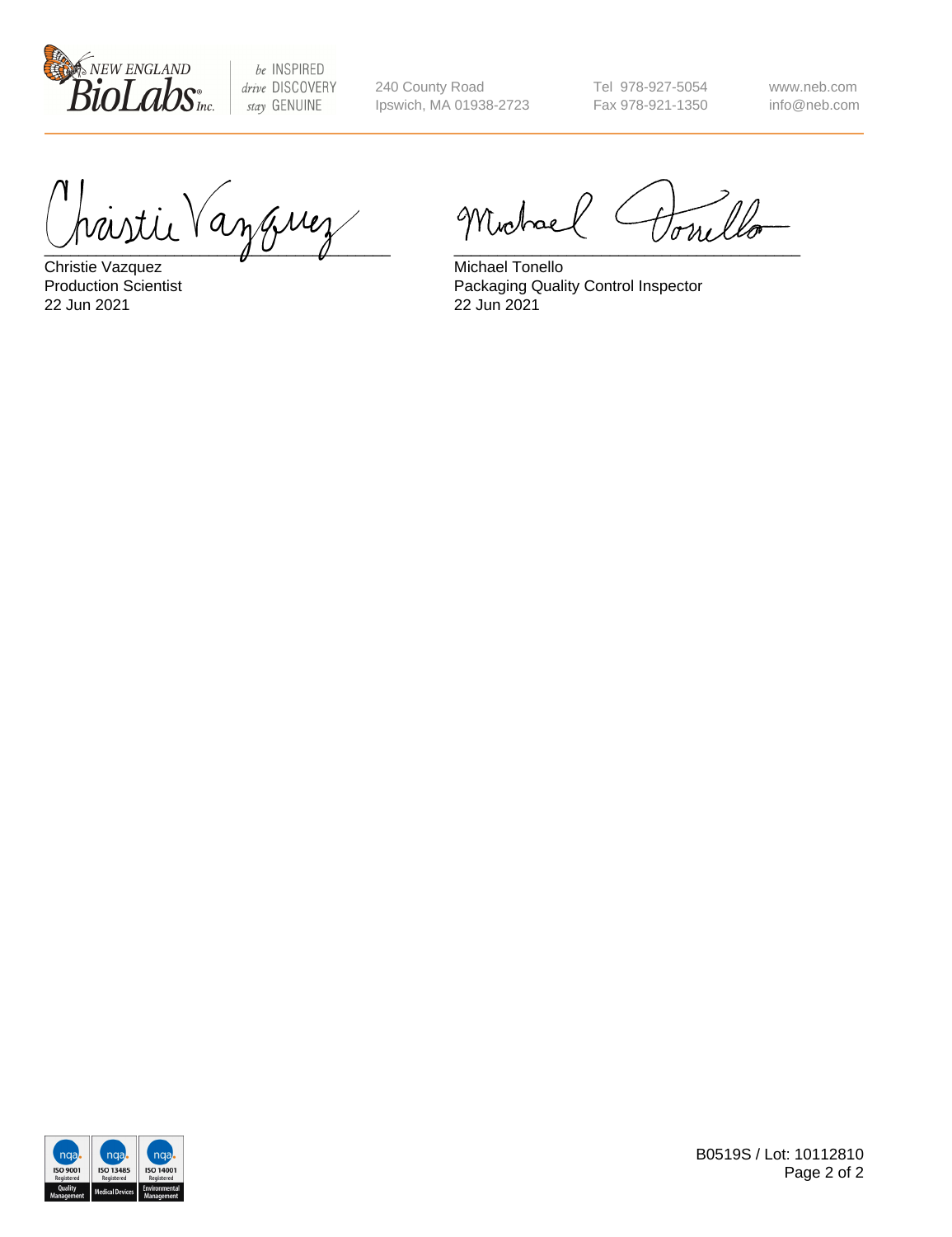NEW ENGLAND BioLabs Inc.

be INSPIRED
drive DISCOVERY
stay GENUINE

240 County Road
Ipswich, MA 01938-2723

Tel 978-927-5054
Fax 978-921-1350

www.neb.com
info@neb.com

Christie Vazquez
Production Scientist
22 Jun 2021

Michael Tonello
Packaging Quality Control Inspector
22 Jun 2021

B0519S / Lot: 10112810